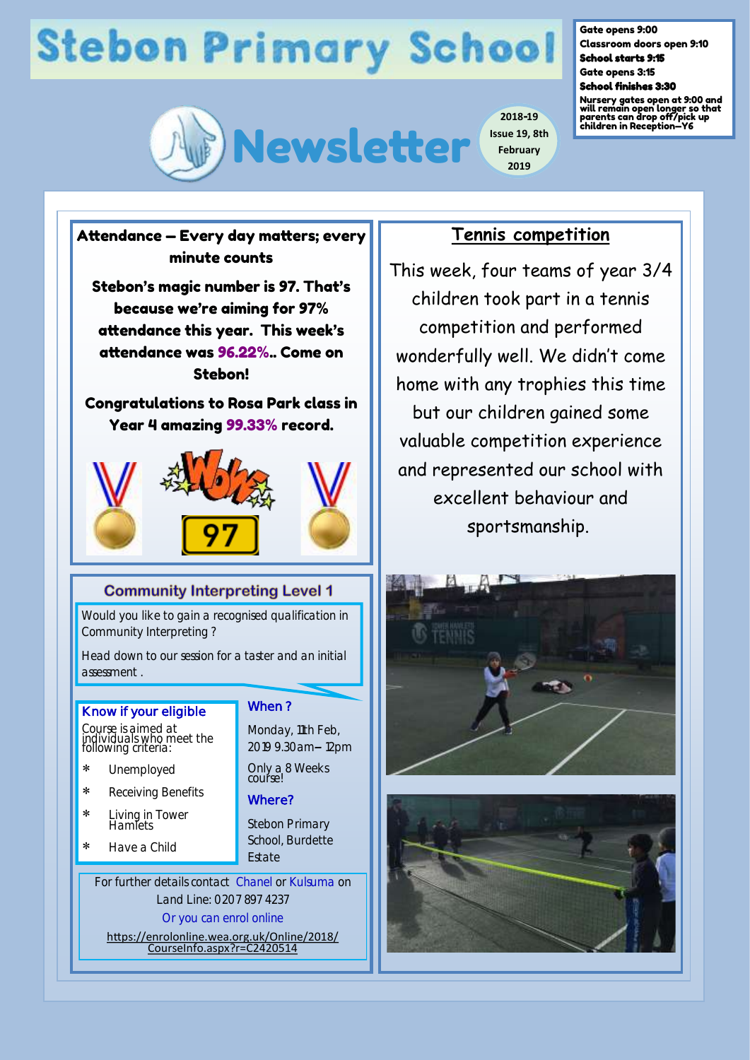# Stebon Primary School

Gate opens 9:00
Classroom doors open 9:10
**School starts 9:15**
Gate opens 3:15
**School finishes 3:30**
Nursery gates open at 9:00 and will remain open longer so that parents can drop off/pick up children in Reception—Y6

## Newsletter

2018-19 Issue 19, 8th February 2019

### Attendance – Every day matters; every minute counts

**Stebon's magic number is 97. That's because we're aiming for 97% attendance this year. This week's attendance was 96.22%.. Come on Stebon!**

**Congratulations to Rosa Park class in Year 4 amazing 99.33% record.**

Wow! 97

### Community Interpreting Level 1

Would you like to gain a recognised qualification in Community Interpreting ?

Head down to our session for a taster and an initial assessment .

**Know if your eligible**

Course is aimed at individuals who meet the following criteria:

* Unemployed
* Receiving Benefits
* Living in Tower Hamlets
* Have a Child

**When ?**

Monday, 11th Feb, 2019 9.30am– 12pm

Only a 8 Weeks course!

**Where?**

Stebon Primary School, Burdette Estate

For further details contact Chanel or Kulsuma on Land Line: 0207 897 4237

Or you can enrol online

https://enrolonline.wea.org.uk/Online/2018/CourseInfo.aspx?r=C2420514

### Tennis competition

This week, four teams of year 3/4 children took part in a tennis competition and performed wonderfully well. We didn't come home with any trophies this time but our children gained some valuable competition experience and represented our school with excellent behaviour and sportsmanship.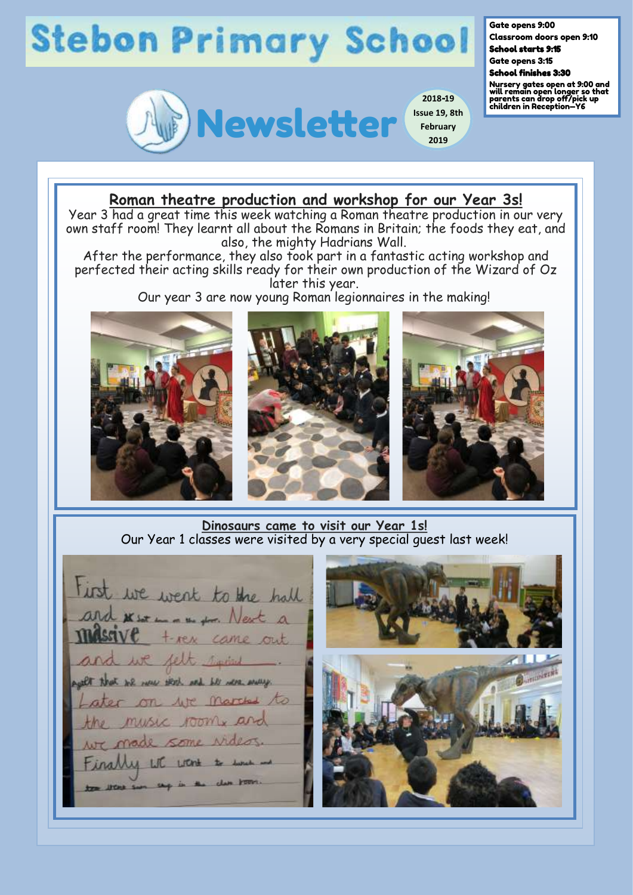# Stebon Primary School

Gate opens 9:00
Classroom doors open 9:10
**School starts 9:15**
Gate opens 3:15
**School finishes 3:30**
Nursery gates open at 9:00 and will remain open longer so that parents can drop off/pick up children in Reception—Y6

# Newsletter

2018-19
Issue 19, 8th February 2019

## Roman theatre production and workshop for our Year 3s!

Year 3 had a great time this week watching a Roman theatre production in our very own staff room! They learnt all about the Romans in Britain; the foods they eat, and also, the mighty Hadrians Wall.

After the performance, they also took part in a fantastic acting workshop and perfected their acting skills ready for their own production of the Wizard of Oz later this year.

Our year 3 are now young Roman legionnaires in the making!

## Dinosaurs came to visit our Year 1s!

Our Year 1 classes were visited by a very special guest last week!